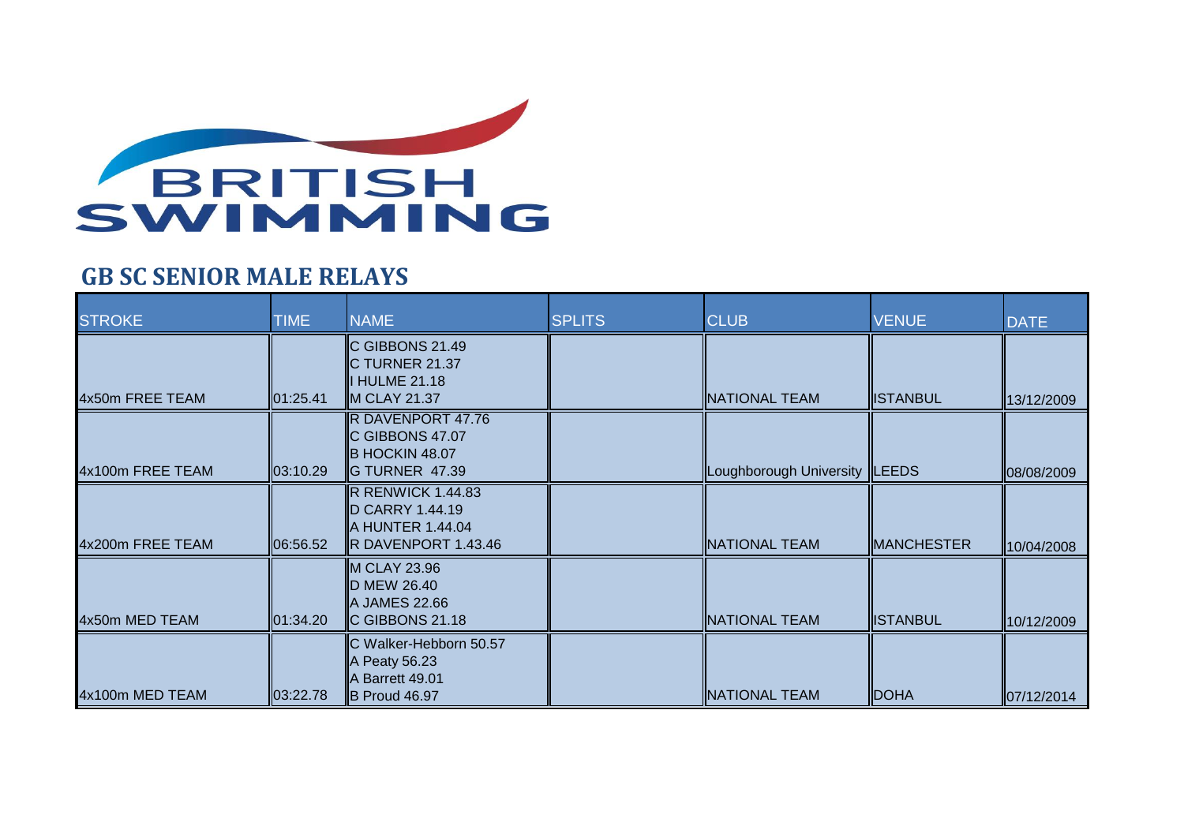BRITISH SWIMMING

## GB SC SENIOR MALE RELAYS

| STROKE | TIME | NAME | SPLITS | CLUB | VENUE | DATE |
|---|---|---|---|---|---|---|
| 4x50m FREE TEAM | 01:25.41 | C GIBBONS 21.49<br>C TURNER 21.37<br>I HULME 21.18<br>M CLAY 21.37 | | NATIONAL TEAM | ISTANBUL | 13/12/2009 |
| 4x100m FREE TEAM | 03:10.29 | R DAVENPORT 47.76<br>C GIBBONS 47.07<br>B HOCKIN 48.07<br>G TURNER 47.39 | | Loughborough University | LEEDS | 08/08/2009 |
| 4x200m FREE TEAM | 06:56.52 | R RENWICK 1.44.83<br>D CARRY 1.44.19<br>A HUNTER 1.44.04<br>R DAVENPORT 1.43.46 | | NATIONAL TEAM | MANCHESTER | 10/04/2008 |
| 4x50m MED TEAM | 01:34.20 | M CLAY 23.96<br>D MEW 26.40<br>A JAMES 22.66<br>C GIBBONS 21.18 | | NATIONAL TEAM | ISTANBUL | 10/12/2009 |
| 4x100m MED TEAM | 03:22.78 | C Walker-Hebborn 50.57<br>A Peaty 56.23<br>A Barrett 49.01<br>B Proud 46.97 | | NATIONAL TEAM | DOHA | 07/12/2014 |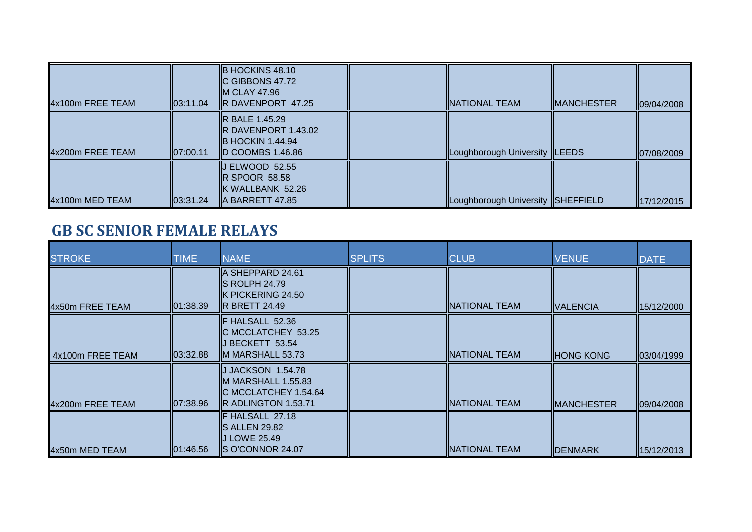| | | | | | | |
|---|---|---|---|---|---|---|
| 4x100m FREE TEAM | 03:11.04 | B HOCKINS 48.10<br>C GIBBONS 47.72<br>M CLAY 47.96<br>R DAVENPORT 47.25 | | NATIONAL TEAM | MANCHESTER | 09/04/2008 |
| 4x200m FREE TEAM | 07:00.11 | R BALE 1.45.29<br>R DAVENPORT 1.43.02<br>B HOCKIN 1.44.94<br>D COOMBS 1.46.86 | | Loughborough University | LEEDS | 07/08/2009 |
| 4x100m MED TEAM | 03:31.24 | J ELWOOD 52.55<br>R SPOOR 58.58<br>K WALLBANK 52.26<br>A BARRETT 47.85 | | Loughborough University | SHEFFIELD | 17/12/2015 |

## GB SC SENIOR FEMALE RELAYS

| STROKE | TIME | NAME | SPLITS | CLUB | VENUE | DATE |
|---|---|---|---|---|---|---|
| 4x50m FREE TEAM | 01:38.39 | A SHEPPARD 24.61<br>S ROLPH 24.79<br>K PICKERING 24.50<br>R BRETT 24.49 | | NATIONAL TEAM | VALENCIA | 15/12/2000 |
| 4x100m FREE TEAM | 03:32.88 | F HALSALL 52.36<br>C MCCLATCHEY 53.25<br>J BECKETT 53.54<br>M MARSHALL 53.73 | | NATIONAL TEAM | HONG KONG | 03/04/1999 |
| 4x200m FREE TEAM | 07:38.96 | J JACKSON 1.54.78<br>M MARSHALL 1.55.83<br>C MCCLATCHEY 1.54.64<br>R ADLINGTON 1.53.71 | | NATIONAL TEAM | MANCHESTER | 09/04/2008 |
| 4x50m MED TEAM | 01:46.56 | F HALSALL 27.18<br>S ALLEN 29.82<br>J LOWE 25.49<br>S O'CONNOR 24.07 | | NATIONAL TEAM | DENMARK | 15/12/2013 |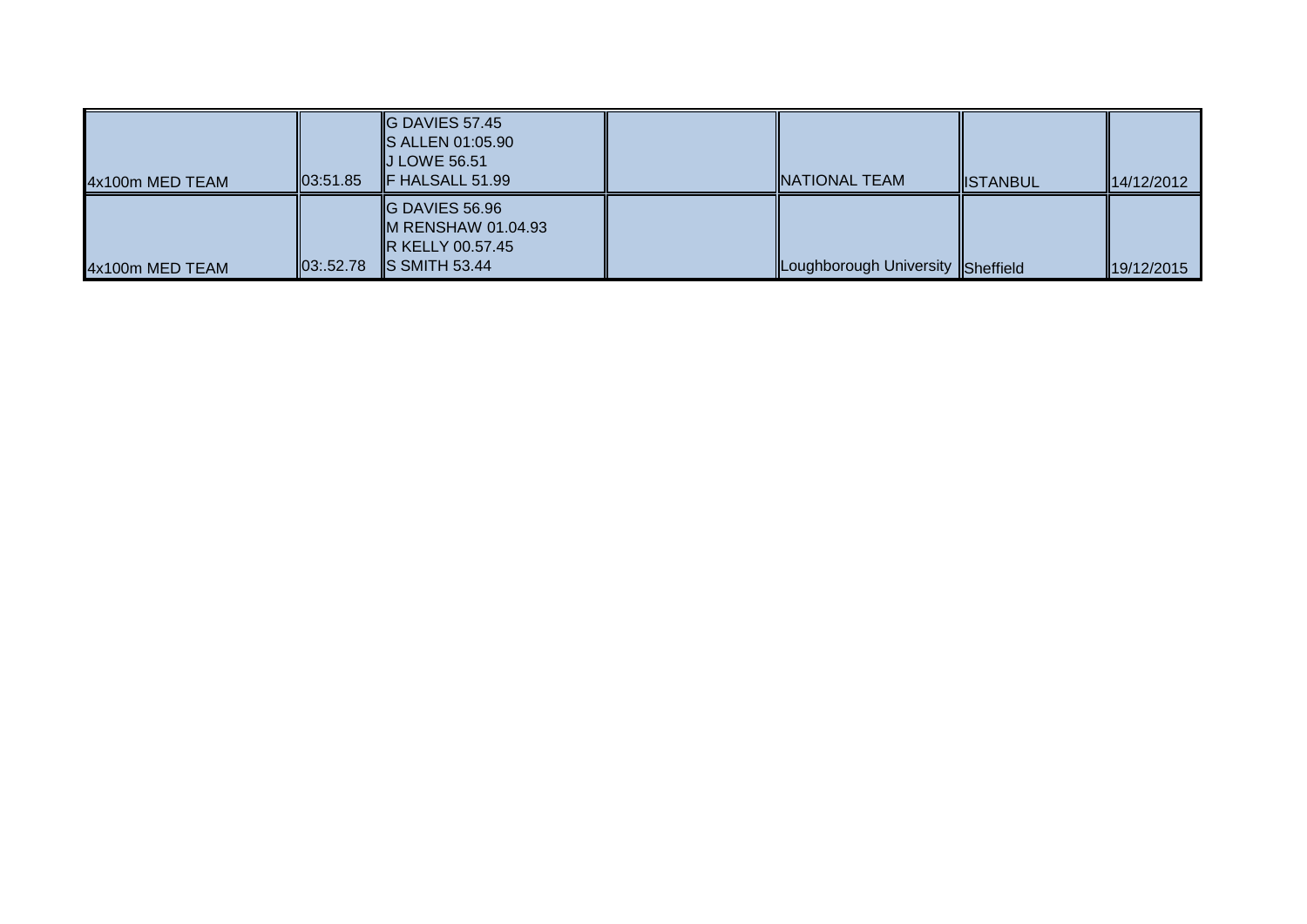| | | | | | | |
|---|---|---|---|---|---|---|
| 4x100m MED TEAM | 03:51.85 | G DAVIES 57.45<br>S ALLEN 01:05.90<br>J LOWE 56.51<br>F HALSALL 51.99 | | NATIONAL TEAM | ISTANBUL | 14/12/2012 |
| 4x100m MED TEAM | 03:.52.78 | G DAVIES 56.96<br>M RENSHAW 01.04.93<br>R KELLY 00.57.45<br>S SMITH 53.44 | | Loughborough University | Sheffield | 19/12/2015 |